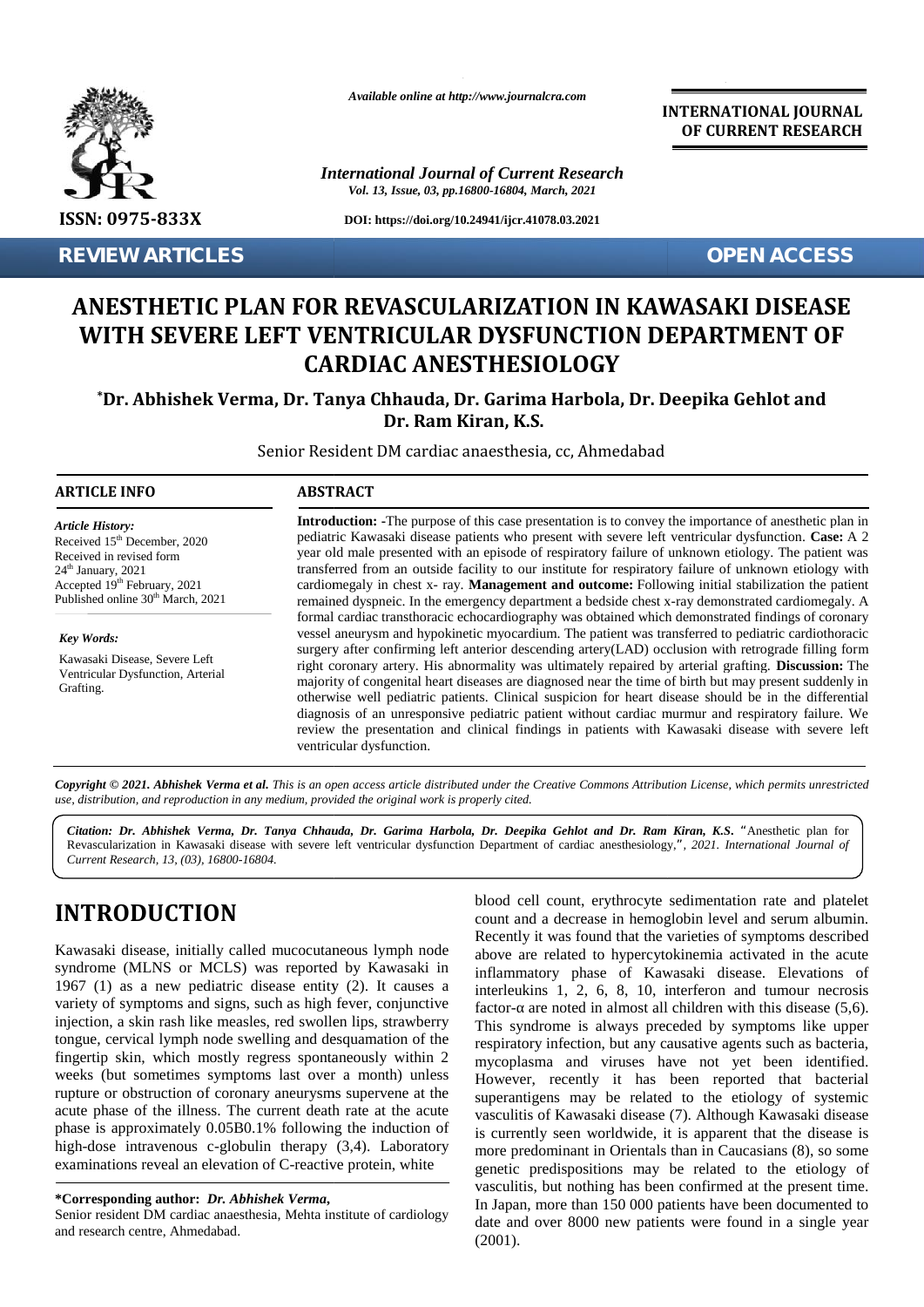*Available online at http://www.journalcra.com*

**INTERNATIONAL JOURNAL OF CURRENT RESEARCH**

*International Journal of Current Research*
*Vol. 13, Issue, 03, pp.16800-16804, March, 2021*

**ISSN: 0975-833X**

**DOI: https://doi.org/10.24941/ijcr.41078.03.2021**

**REVIEW ARTICLES** **OPEN ACCESS**

# ANESTHETIC PLAN FOR REVASCULARIZATION IN KAWASAKI DISEASE WITH SEVERE LEFT VENTRICULAR DYSFUNCTION DEPARTMENT OF CARDIAC ANESTHESIOLOGY

**\*Dr. Abhishek Verma, Dr. Tanya Chhauda, Dr. Garima Harbola, Dr. Deepika Gehlot and Dr. Ram Kiran, K.S.**

Senior Resident DM cardiac anaesthesia, cc, Ahmedabad

## ARTICLE INFO

*Article History:*
Received 15th December, 2020
Received in revised form
24th January, 2021
Accepted 19th February, 2021
Published online 30th March, 2021

*Key Words:*

Kawasaki Disease, Severe Left Ventricular Dysfunction, Arterial Grafting.

## ABSTRACT

**Introduction: -**The purpose of this case presentation is to convey the importance of anesthetic plan in pediatric Kawasaki disease patients who present with severe left ventricular dysfunction. **Case:** A 2 year old male presented with an episode of respiratory failure of unknown etiology. The patient was transferred from an outside facility to our institute for respiratory failure of unknown etiology with cardiomegaly in chest x- ray. **Management and outcome:** Following initial stabilization the patient remained dyspneic. In the emergency department a bedside chest x-ray demonstrated cardiomegaly. A formal cardiac transthoracic echocardiography was obtained which demonstrated findings of coronary vessel aneurysm and hypokinetic myocardium. The patient was transferred to pediatric cardiothoracic surgery after confirming left anterior descending artery(LAD) occlusion with retrograde filling form right coronary artery. His abnormality was ultimately repaired by arterial grafting. **Discussion:** The majority of congenital heart diseases are diagnosed near the time of birth but may present suddenly in otherwise well pediatric patients. Clinical suspicion for heart disease should be in the differential diagnosis of an unresponsive pediatric patient without cardiac murmur and respiratory failure. We review the presentation and clinical findings in patients with Kawasaki disease with severe left ventricular dysfunction.

***Copyright © 2021. Abhishek Verma et al.*** *This is an open access article distributed under the Creative Commons Attribution License, which permits unrestricted use, distribution, and reproduction in any medium, provided the original work is properly cited.*

***Citation: Dr. Abhishek Verma, Dr. Tanya Chhauda, Dr. Garima Harbola, Dr. Deepika Gehlot and Dr. Ram Kiran, K.S.*** "Anesthetic plan for Revascularization in Kawasaki disease with severe left ventricular dysfunction Department of cardiac anesthesiology,", *2021. International Journal of Current Research, 13, (03), 16800-16804.*

# INTRODUCTION

Kawasaki disease, initially called mucocutaneous lymph node syndrome (MLNS or MCLS) was reported by Kawasaki in 1967 (1) as a new pediatric disease entity (2). It causes a variety of symptoms and signs, such as high fever, conjunctive injection, a skin rash like measles, red swollen lips, strawberry tongue, cervical lymph node swelling and desquamation of the fingertip skin, which mostly regress spontaneously within 2 weeks (but sometimes symptoms last over a month) unless rupture or obstruction of coronary aneurysms supervene at the acute phase of the illness. The current death rate at the acute phase is approximately 0.05B0.1% following the induction of high-dose intravenous c-globulin therapy (3,4). Laboratory examinations reveal an elevation of C-reactive protein, white blood cell count, erythrocyte sedimentation rate and platelet count and a decrease in hemoglobin level and serum albumin. Recently it was found that the varieties of symptoms described above are related to hypercytokinemia activated in the acute inflammatory phase of Kawasaki disease. Elevations of interleukins 1, 2, 6, 8, 10, interferon and tumour necrosis factor-α are noted in almost all children with this disease (5,6). This syndrome is always preceded by symptoms like upper respiratory infection, but any causative agents such as bacteria, mycoplasma and viruses have not yet been identified. However, recently it has been reported that bacterial superantigens may be related to the etiology of systemic vasculitis of Kawasaki disease (7). Although Kawasaki disease is currently seen worldwide, it is apparent that the disease is more predominant in Orientals than in Caucasians (8), so some genetic predispositions may be related to the etiology of vasculitis, but nothing has been confirmed at the present time. In Japan, more than 150 000 patients have been documented to date and over 8000 new patients were found in a single year (2001).

**\*Corresponding author:** ***Dr. Abhishek Verma,***
Senior resident DM cardiac anaesthesia, Mehta institute of cardiology and research centre, Ahmedabad.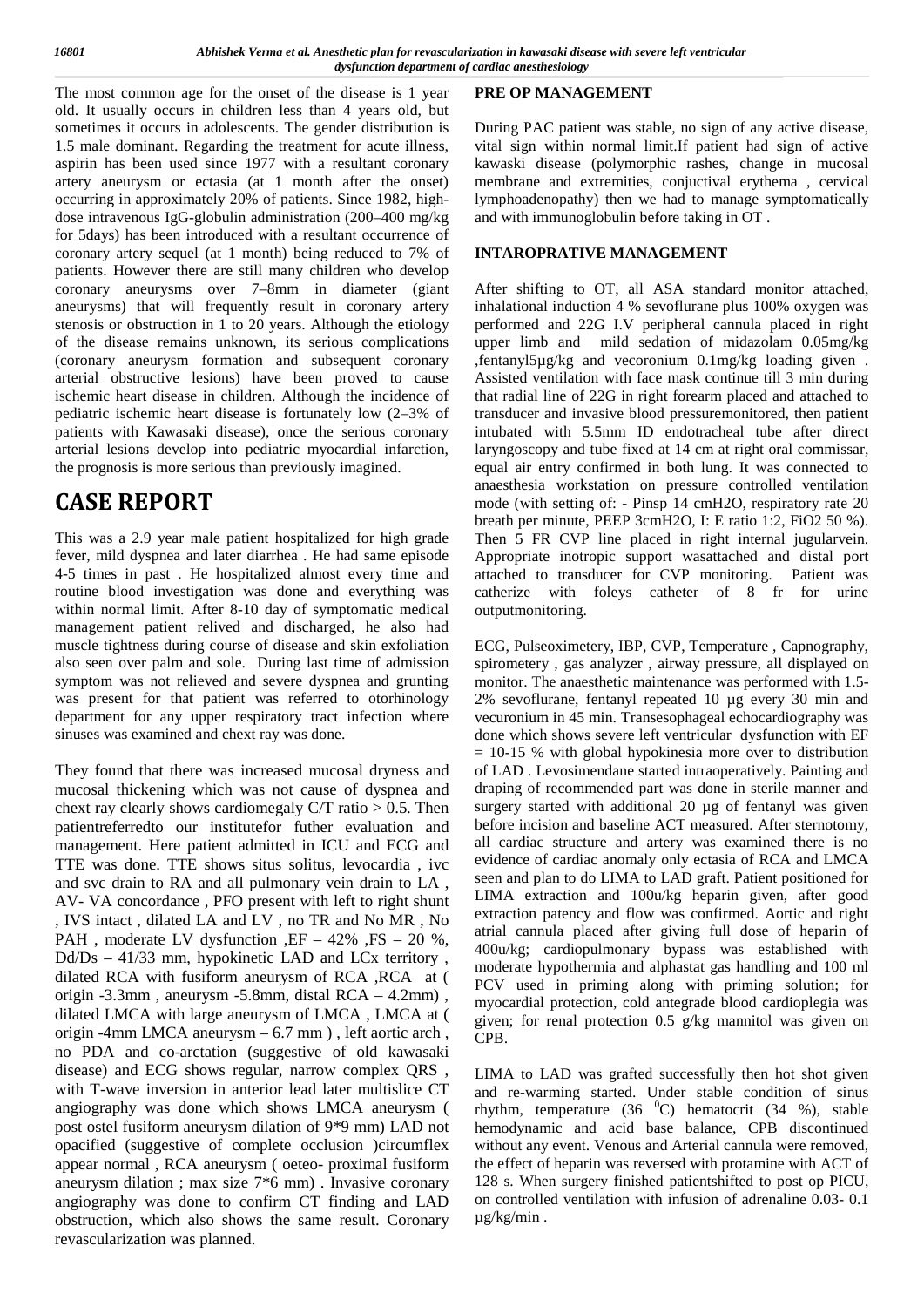The most common age for the onset of the disease is 1 year old. It usually occurs in children less than 4 years old, but sometimes it occurs in adolescents. The gender distribution is 1.5 male dominant. Regarding the treatment for acute illness, aspirin has been used since 1977 with a resultant coronary artery aneurysm or ectasia (at 1 month after the onset) occurring in approximately 20% of patients. Since 1982, high-dose intravenous IgG-globulin administration (200–400 mg/kg for 5days) has been introduced with a resultant occurrence of coronary artery sequel (at 1 month) being reduced to 7% of patients. However there are still many children who develop coronary aneurysms over 7–8mm in diameter (giant aneurysms) that will frequently result in coronary artery stenosis or obstruction in 1 to 20 years. Although the etiology of the disease remains unknown, its serious complications (coronary aneurysm formation and subsequent coronary arterial obstructive lesions) have been proved to cause ischemic heart disease in children. Although the incidence of pediatric ischemic heart disease is fortunately low (2–3% of patients with Kawasaki disease), once the serious coronary arterial lesions develop into pediatric myocardial infarction, the prognosis is more serious than previously imagined.

# CASE REPORT

This was a 2.9 year male patient hospitalized for high grade fever, mild dyspnea and later diarrhea . He had same episode 4-5 times in past . He hospitalized almost every time and routine blood investigation was done and everything was within normal limit. After 8-10 day of symptomatic medical management patient relived and discharged, he also had muscle tightness during course of disease and skin exfoliation also seen over palm and sole. During last time of admission symptom was not relieved and severe dyspnea and grunting was present for that patient was referred to otorhinology department for any upper respiratory tract infection where sinuses was examined and chext ray was done.

They found that there was increased mucosal dryness and mucosal thickening which was not cause of dyspnea and chext ray clearly shows cardiomegaly C/T ratio > 0.5. Then patientreferredto our institutefor futher evaluation and management. Here patient admitted in ICU and ECG and TTE was done. TTE shows situs solitus, levocardia , ivc and svc drain to RA and all pulmonary vein drain to LA , AV- VA concordance , PFO present with left to right shunt , IVS intact , dilated LA and LV , no TR and No MR , No PAH , moderate LV dysfunction ,EF – 42% ,FS – 20 %, Dd/Ds – 41/33 mm, hypokinetic LAD and LCx territory , dilated RCA with fusiform aneurysm of RCA ,RCA at ( origin -3.3mm , aneurysm -5.8mm, distal RCA – 4.2mm) , dilated LMCA with large aneurysm of LMCA , LMCA at ( origin -4mm LMCA aneurysm – 6.7 mm ) , left aortic arch , no PDA and co-arctation (suggestive of old kawasaki disease) and ECG shows regular, narrow complex QRS , with T-wave inversion in anterior lead later multislice CT angiography was done which shows LMCA aneurysm ( post ostel fusiform aneurysm dilation of 9*9 mm) LAD not opacified (suggestive of complete occlusion )circumflex appear normal , RCA aneurysm ( oeteo- proximal fusiform aneurysm dilation ; max size 7*6 mm) . Invasive coronary angiography was done to confirm CT finding and LAD obstruction, which also shows the same result. Coronary revascularization was planned.

## PRE OP MANAGEMENT

During PAC patient was stable, no sign of any active disease, vital sign within normal limit.If patient had sign of active kawaski disease (polymorphic rashes, change in mucosal membrane and extremities, conjuctival erythema , cervical lymphoadenopathy) then we had to manage symptomatically and with immunoglobulin before taking in OT .

## INTAROPRATIVE MANAGEMENT

After shifting to OT, all ASA standard monitor attached, inhalational induction 4 % sevoflurane plus 100% oxygen was performed and 22G I.V peripheral cannula placed in right upper limb and mild sedation of midazolam 0.05mg/kg ,fentanyl5µg/kg and vecoronium 0.1mg/kg loading given . Assisted ventilation with face mask continue till 3 min during that radial line of 22G in right forearm placed and attached to transducer and invasive blood pressuremonitored, then patient intubated with 5.5mm ID endotracheal tube after direct laryngoscopy and tube fixed at 14 cm at right oral commissar, equal air entry confirmed in both lung. It was connected to anaesthesia workstation on pressure controlled ventilation mode (with setting of: - Pinsp 14 cmH2O, respiratory rate 20 breath per minute, PEEP 3cmH2O, I: E ratio 1:2, FiO2 50 %). Then 5 FR CVP line placed in right internal jugularvein. Appropriate inotropic support wasattached and distal port attached to transducer for CVP monitoring. Patient was catherize with foleys catheter of 8 fr for urine outputmonitoring.

ECG, Pulseoximetery, IBP, CVP, Temperature , Capnography, spirometery , gas analyzer , airway pressure, all displayed on monitor. The anaesthetic maintenance was performed with 1.5-2% sevoflurane, fentanyl repeated 10 µg every 30 min and vecuronium in 45 min. Transesophageal echocardiography was done which shows severe left ventricular dysfunction with EF = 10-15 % with global hypokinesia more over to distribution of LAD . Levosimendane started intraoperatively. Painting and draping of recommended part was done in sterile manner and surgery started with additional 20 µg of fentanyl was given before incision and baseline ACT measured. After sternotomy, all cardiac structure and artery was examined there is no evidence of cardiac anomaly only ectasia of RCA and LMCA seen and plan to do LIMA to LAD graft. Patient positioned for LIMA extraction and 100u/kg heparin given, after good extraction patency and flow was confirmed. Aortic and right atrial cannula placed after giving full dose of heparin of 400u/kg; cardiopulmonary bypass was established with moderate hypothermia and alphastat gas handling and 100 ml PCV used in priming along with priming solution; for myocardial protection, cold antegrade blood cardioplegia was given; for renal protection 0.5 g/kg mannitol was given on CPB.

LIMA to LAD was grafted successfully then hot shot given and re-warming started. Under stable condition of sinus rhythm, temperature (36 $^{0}$C) hematocrit (34 %), stable hemodynamic and acid base balance, CPB discontinued without any event. Venous and Arterial cannula were removed, the effect of heparin was reversed with protamine with ACT of 128 s. When surgery finished patientshifted to post op PICU, on controlled ventilation with infusion of adrenaline 0.03- 0.1 µg/kg/min .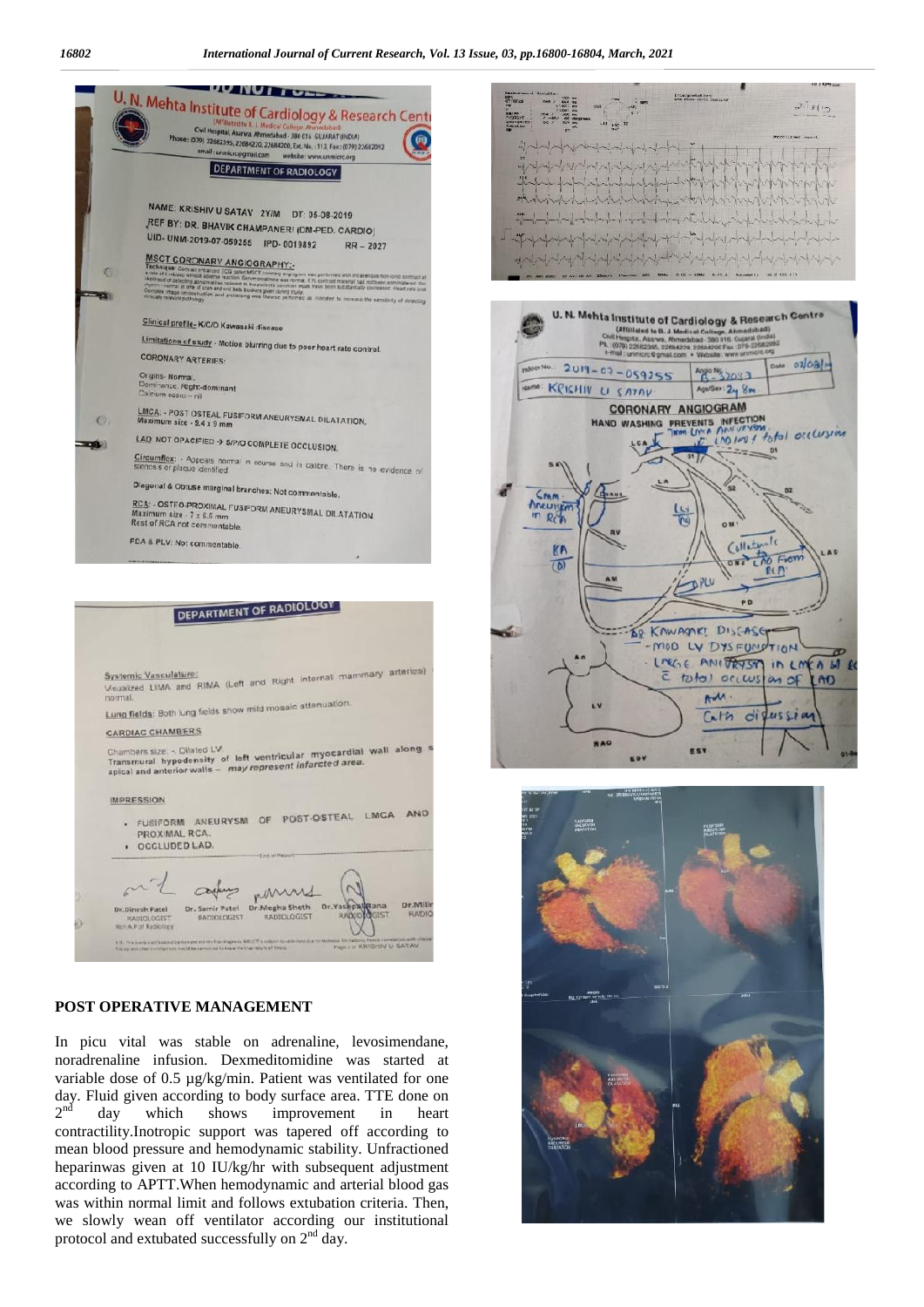## POST OPERATIVE MANAGEMENT

In picu vital was stable on adrenaline, levosimendane, noradrenaline infusion. Dexmeditomidine was started at variable dose of 0.5 µg/kg/min. Patient was ventilated for one day. Fluid given according to body surface area. TTE done on 2nd day which shows improvement in heart contractility.Inotropic support was tapered off according to mean blood pressure and hemodynamic stability. Unfractioned heparinwas given at 10 IU/kg/hr with subsequent adjustment according to APTT.When hemodynamic and arterial blood gas was within normal limit and follows extubation criteria. Then, we slowly wean off ventilator according our institutional protocol and extubated successfully on 2nd day.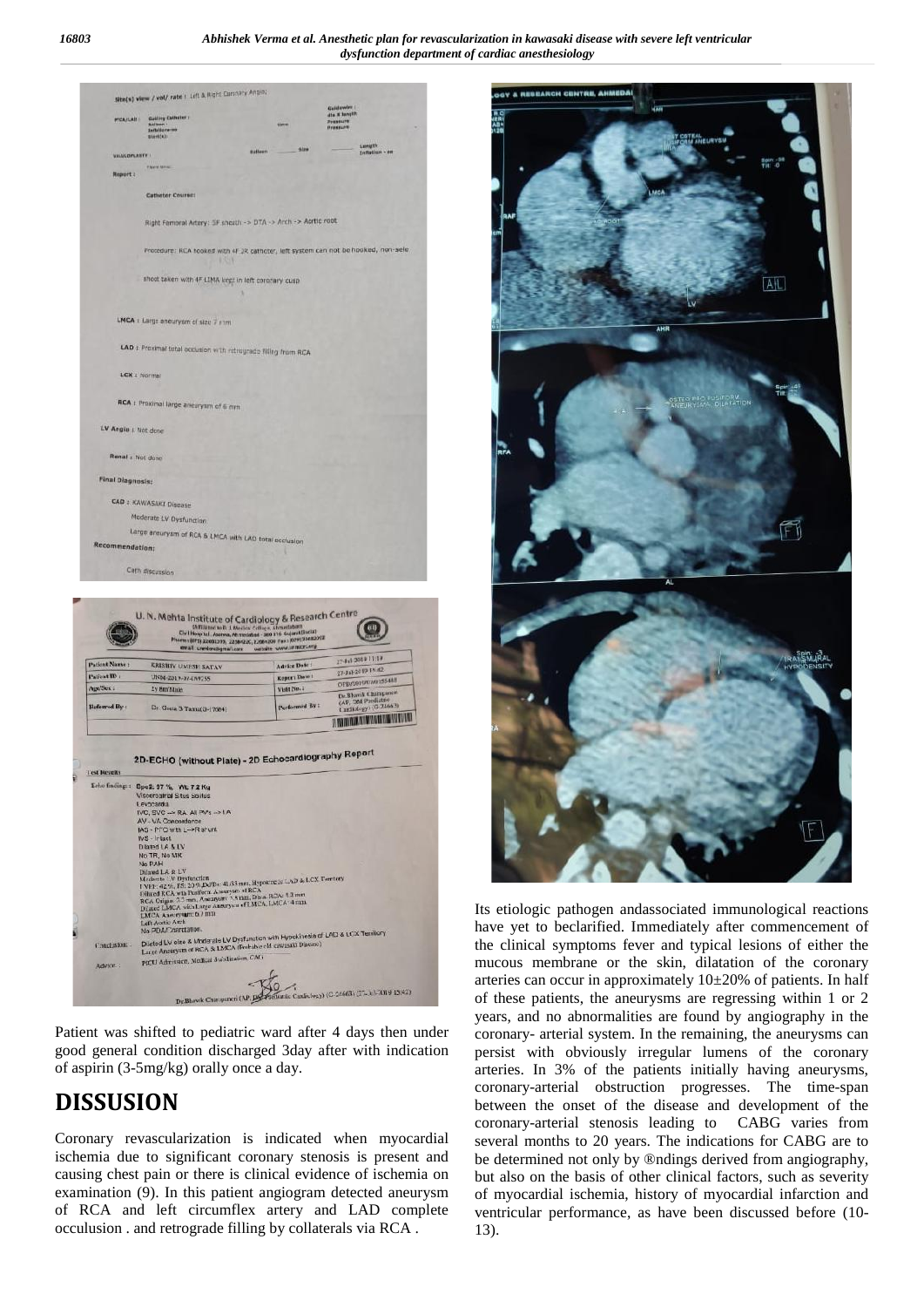Patient was shifted to pediatric ward after 4 days then under good general condition discharged 3day after with indication of aspirin (3-5mg/kg) orally once a day.

# DISSUSION

Coronary revascularization is indicated when myocardial ischemia due to significant coronary stenosis is present and causing chest pain or there is clinical evidence of ischemia on examination (9). In this patient angiogram detected aneurysm of RCA and left circumflex artery and LAD complete occulusion . and retrograde filling by collaterals via RCA .

Its etiologic pathogen andassociated immunological reactions have yet to beclarified. Immediately after commencement of the clinical symptoms fever and typical lesions of either the mucous membrane or the skin, dilatation of the coronary arteries can occur in approximately 10±20% of patients. In half of these patients, the aneurysms are regressing within 1 or 2 years, and no abnormalities are found by angiography in the coronary- arterial system. In the remaining, the aneurysms can persist with obviously irregular lumens of the coronary arteries. In 3% of the patients initially having aneurysms, coronary-arterial obstruction progresses. The time-span between the onset of the disease and development of the coronary-arterial stenosis leading to CABG varies from several months to 20 years. The indications for CABG are to be determined not only by ®ndings derived from angiography, but also on the basis of other clinical factors, such as severity of myocardial ischemia, history of myocardial infarction and ventricular performance, as have been discussed before (10-13).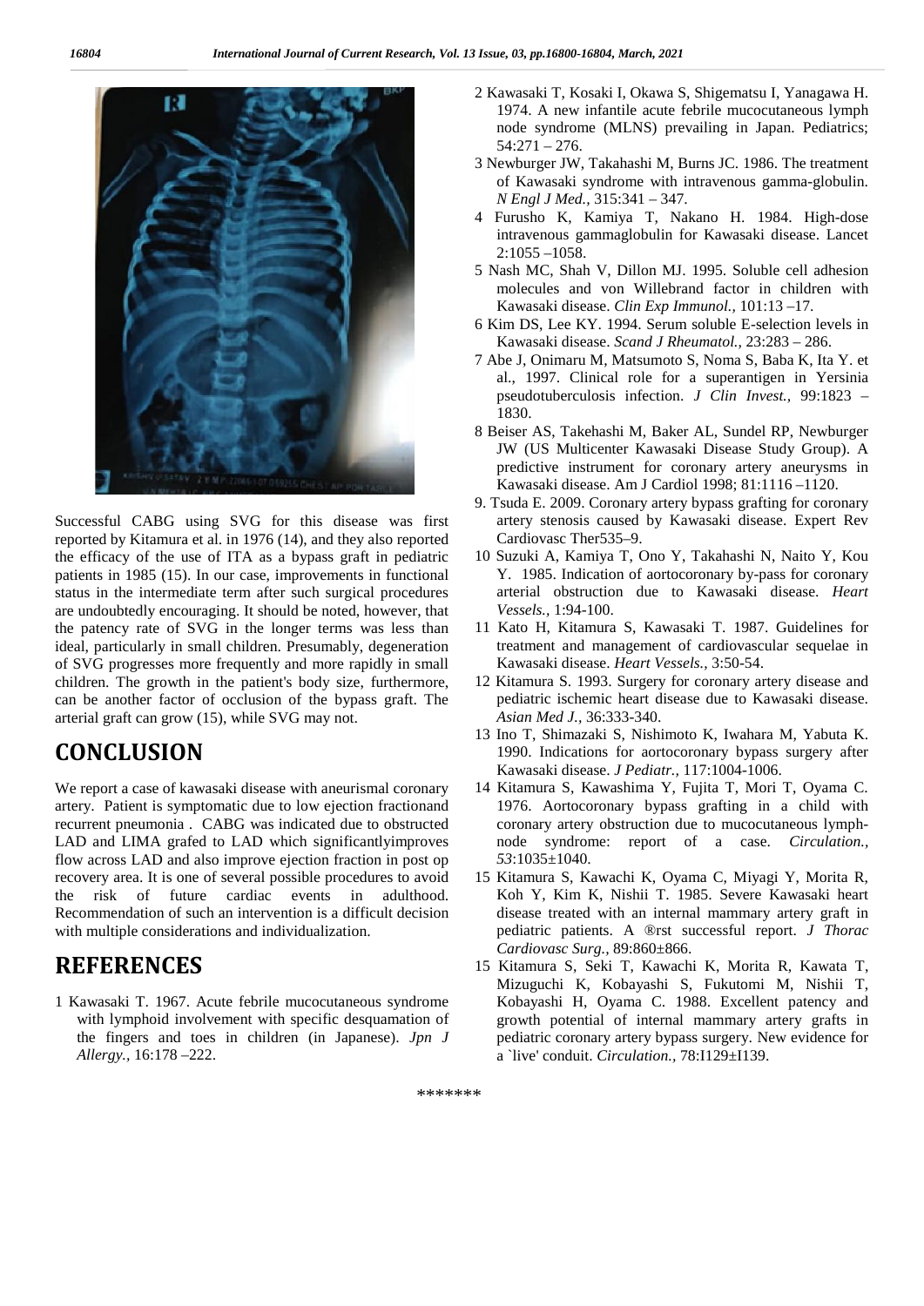Successful CABG using SVG for this disease was first reported by Kitamura et al. in 1976 (14), and they also reported the efficacy of the use of ITA as a bypass graft in pediatric patients in 1985 (15). In our case, improvements in functional status in the intermediate term after such surgical procedures are undoubtedly encouraging. It should be noted, however, that the patency rate of SVG in the longer terms was less than ideal, particularly in small children. Presumably, degeneration of SVG progresses more frequently and more rapidly in small children. The growth in the patient's body size, furthermore, can be another factor of occlusion of the bypass graft. The arterial graft can grow (15), while SVG may not.

## CONCLUSION

We report a case of kawasaki disease with aneurismal coronary artery. Patient is symptomatic due to low ejection fractionand recurrent pneumonia . CABG was indicated due to obstructed LAD and LIMA grafed to LAD which significantlyimproves flow across LAD and also improve ejection fraction in post op recovery area. It is one of several possible procedures to avoid the risk of future cardiac events in adulthood. Recommendation of such an intervention is a difficult decision with multiple considerations and individualization.

## REFERENCES

1 Kawasaki T. 1967. Acute febrile mucocutaneous syndrome with lymphoid involvement with specific desquamation of the fingers and toes in children (in Japanese). *Jpn J Allergy.,* 16:178 –222.

2 Kawasaki T, Kosaki I, Okawa S, Shigematsu I, Yanagawa H. 1974. A new infantile acute febrile mucocutaneous lymph node syndrome (MLNS) prevailing in Japan. Pediatrics; 54:271 – 276.

3 Newburger JW, Takahashi M, Burns JC. 1986. The treatment of Kawasaki syndrome with intravenous gamma-globulin. *N Engl J Med.,* 315:341 – 347.

4 Furusho K, Kamiya T, Nakano H. 1984. High-dose intravenous gammaglobulin for Kawasaki disease. Lancet 2:1055 –1058.

5 Nash MC, Shah V, Dillon MJ. 1995. Soluble cell adhesion molecules and von Willebrand factor in children with Kawasaki disease. *Clin Exp Immunol.,* 101:13 –17.

6 Kim DS, Lee KY. 1994. Serum soluble E-selection levels in Kawasaki disease. *Scand J Rheumatol.,* 23:283 – 286.

7 Abe J, Onimaru M, Matsumoto S, Noma S, Baba K, Ita Y. et al., 1997. Clinical role for a superantigen in Yersinia pseudotuberculosis infection. *J Clin Invest.,* 99:1823 – 1830.

8 Beiser AS, Takehashi M, Baker AL, Sundel RP, Newburger JW (US Multicenter Kawasaki Disease Study Group). A predictive instrument for coronary artery aneurysms in Kawasaki disease. Am J Cardiol 1998; 81:1116 –1120.

9. Tsuda E. 2009. Coronary artery bypass grafting for coronary artery stenosis caused by Kawasaki disease. Expert Rev Cardiovasc Ther535–9.

10 Suzuki A, Kamiya T, Ono Y, Takahashi N, Naito Y, Kou Y. 1985. Indication of aortocoronary by-pass for coronary arterial obstruction due to Kawasaki disease. *Heart Vessels.,* 1:94-100.

11 Kato H, Kitamura S, Kawasaki T. 1987. Guidelines for treatment and management of cardiovascular sequelae in Kawasaki disease. *Heart Vessels.,* 3:50-54.

12 Kitamura S. 1993. Surgery for coronary artery disease and pediatric ischemic heart disease due to Kawasaki disease. *Asian Med J.,* 36:333-340.

13 Ino T, Shimazaki S, Nishimoto K, Iwahara M, Yabuta K. 1990. Indications for aortocoronary bypass surgery after Kawasaki disease. *J Pediatr.,* 117:1004-1006.

14 Kitamura S, Kawashima Y, Fujita T, Mori T, Oyama C. 1976. Aortocoronary bypass grafting in a child with coronary artery obstruction due to mucocutaneous lymph-node syndrome: report of a case. *Circulation., 53*:1035±1040.

15 Kitamura S, Kawachi K, Oyama C, Miyagi Y, Morita R, Koh Y, Kim K, Nishii T. 1985. Severe Kawasaki heart disease treated with an internal mammary artery graft in pediatric patients. A ®rst successful report. *J Thorac Cardiovasc Surg.,* 89:860±866.

15 Kitamura S, Seki T, Kawachi K, Morita R, Kawata T, Mizuguchi K, Kobayashi S, Fukutomi M, Nishii T, Kobayashi H, Oyama C. 1988. Excellent patency and growth potential of internal mammary artery grafts in pediatric coronary artery bypass surgery. New evidence for a `live' conduit. *Circulation.,* 78:I129±I139.

\*\*\*\*\*\*\*